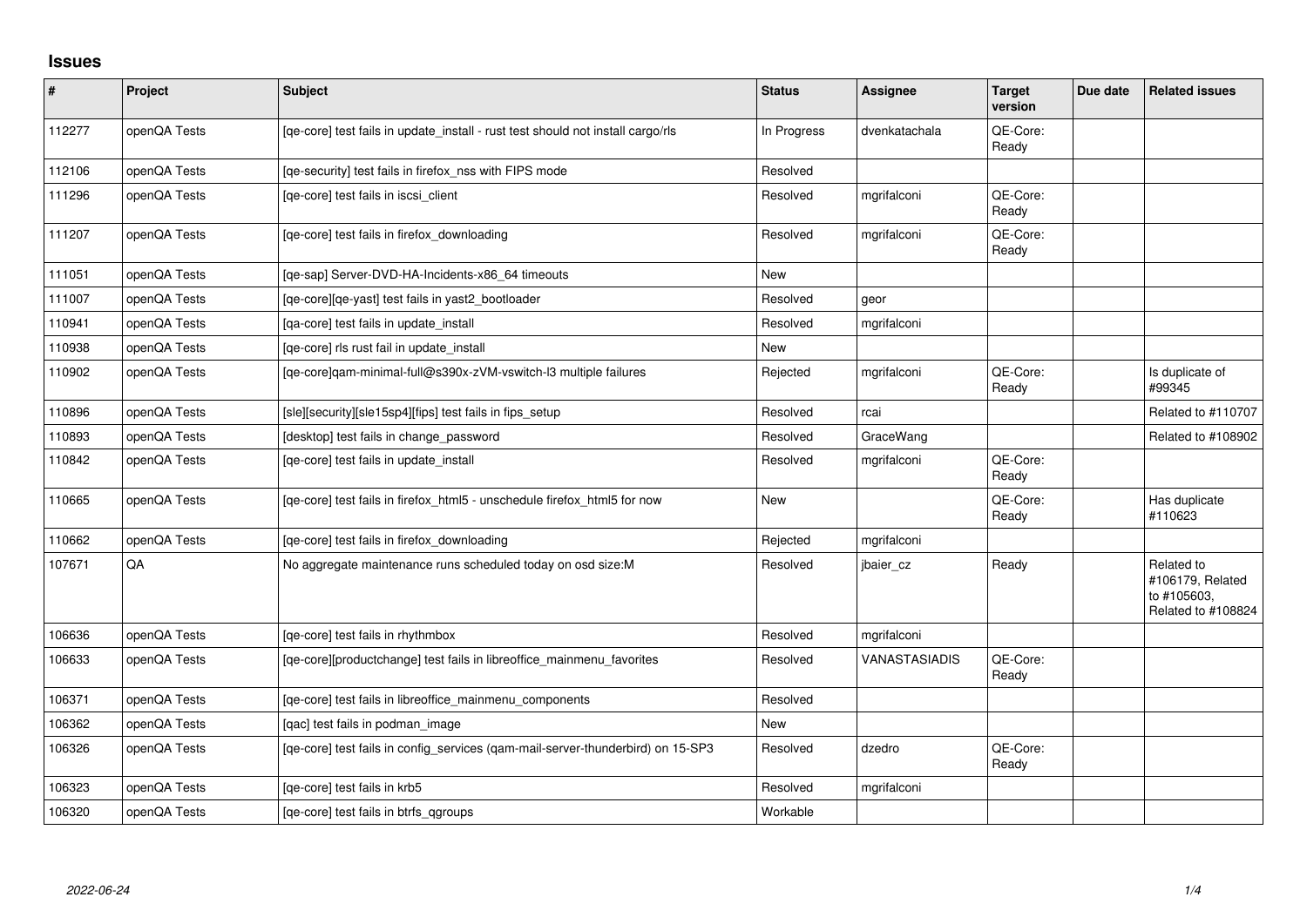## Issues

| # | Project | Subject | Status | Assignee | Target version | Due date | Related issues |
|---|---|---|---|---|---|---|---|
| 112277 | openQA Tests | [qe-core] test fails in update_install - rust test should not install cargo/rls | In Progress | dvenkatachala | QE-Core: Ready | | |
| 112106 | openQA Tests | [qe-security] test fails in firefox_nss with FIPS mode | Resolved | | | | |
| 111296 | openQA Tests | [qe-core] test fails in iscsi_client | Resolved | mgrifalconi | QE-Core: Ready | | |
| 111207 | openQA Tests | [qe-core] test fails in firefox_downloading | Resolved | mgrifalconi | QE-Core: Ready | | |
| 111051 | openQA Tests | [qe-sap] Server-DVD-HA-Incidents-x86_64 timeouts | New | | | | |
| 111007 | openQA Tests | [qe-core][qe-yast] test fails in yast2_bootloader | Resolved | geor | | | |
| 110941 | openQA Tests | [qa-core] test fails in update_install | Resolved | mgrifalconi | | | |
| 110938 | openQA Tests | [qe-core] rls rust fail in update_install | New | | | | |
| 110902 | openQA Tests | [qe-core]qam-minimal-full@s390x-zVM-vswitch-l3 multiple failures | Rejected | mgrifalconi | QE-Core: Ready | | Is duplicate of #99345 |
| 110896 | openQA Tests | [sle][security][sle15sp4][fips] test fails in fips_setup | Resolved | rcai | | | Related to #110707 |
| 110893 | openQA Tests | [desktop] test fails in change_password | Resolved | GraceWang | | | Related to #108902 |
| 110842 | openQA Tests | [qe-core] test fails in update_install | Resolved | mgrifalconi | QE-Core: Ready | | |
| 110665 | openQA Tests | [qe-core] test fails in firefox_html5 - unschedule firefox_html5 for now | New | | QE-Core: Ready | | Has duplicate #110623 |
| 110662 | openQA Tests | [qe-core] test fails in firefox_downloading | Rejected | mgrifalconi | | | |
| 107671 | QA | No aggregate maintenance runs scheduled today on osd size:M | Resolved | jbaier_cz | Ready | | Related to #106179, Related to #105603, Related to #108824 |
| 106636 | openQA Tests | [qe-core] test fails in rhythmbox | Resolved | mgrifalconi | | | |
| 106633 | openQA Tests | [qe-core][productchange] test fails in libreoffice_mainmenu_favorites | Resolved | VANASTASIADIS | QE-Core: Ready | | |
| 106371 | openQA Tests | [qe-core] test fails in libreoffice_mainmenu_components | Resolved | | | | |
| 106362 | openQA Tests | [qac] test fails in podman_image | New | | | | |
| 106326 | openQA Tests | [qe-core] test fails in config_services (qam-mail-server-thunderbird) on 15-SP3 | Resolved | dzedro | QE-Core: Ready | | |
| 106323 | openQA Tests | [qe-core] test fails in krb5 | Resolved | mgrifalconi | | | |
| 106320 | openQA Tests | [qe-core] test fails in btrfs_qgroups | Workable | | | | |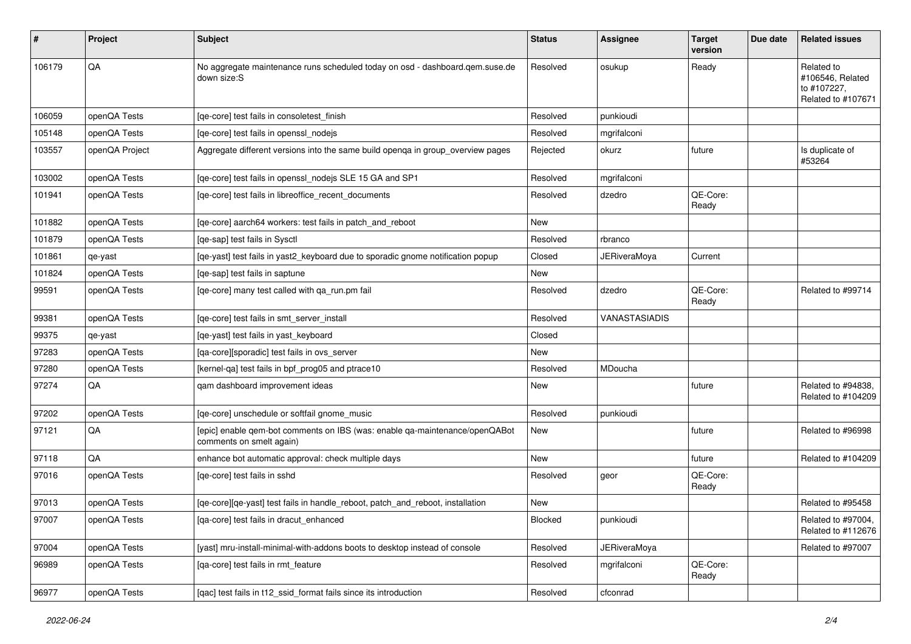| # | Project | Subject | Status | Assignee | Target version | Due date | Related issues |
|---|---|---|---|---|---|---|---|
| 106179 | QA | No aggregate maintenance runs scheduled today on osd - dashboard.qem.suse.de down size:S | Resolved | osukup | Ready | | Related to #106546, Related to #107227, Related to #107671 |
| 106059 | openQA Tests | [qe-core] test fails in consoletest_finish | Resolved | punkioudi | | | |
| 105148 | openQA Tests | [qe-core] test fails in openssl_nodejs | Resolved | mgrifalconi | | | |
| 103557 | openQA Project | Aggregate different versions into the same build openqa in group_overview pages | Rejected | okurz | future | | Is duplicate of #53264 |
| 103002 | openQA Tests | [qe-core] test fails in openssl_nodejs SLE 15 GA and SP1 | Resolved | mgrifalconi | | | |
| 101941 | openQA Tests | [qe-core] test fails in libreoffice_recent_documents | Resolved | dzedro | QE-Core: Ready | | |
| 101882 | openQA Tests | [qe-core] aarch64 workers: test fails in patch_and_reboot | New | | | | |
| 101879 | openQA Tests | [qe-sap] test fails in Sysctl | Resolved | rbranco | | | |
| 101861 | qe-yast | [qe-yast] test fails in yast2_keyboard due to sporadic gnome notification popup | Closed | JERiveraMoya | Current | | |
| 101824 | openQA Tests | [qe-sap] test fails in saptune | New | | | | |
| 99591 | openQA Tests | [qe-core] many test called with qa_run.pm fail | Resolved | dzedro | QE-Core: Ready | | Related to #99714 |
| 99381 | openQA Tests | [qe-core] test fails in smt_server_install | Resolved | VANASTASIADIS | | | |
| 99375 | qe-yast | [qe-yast] test fails in yast_keyboard | Closed | | | | |
| 97283 | openQA Tests | [qa-core][sporadic] test fails in ovs_server | New | | | | |
| 97280 | openQA Tests | [kernel-qa] test fails in bpf_prog05 and ptrace10 | Resolved | MDoucha | | | |
| 97274 | QA | qam dashboard improvement ideas | New | | future | | Related to #94838, Related to #104209 |
| 97202 | openQA Tests | [qe-core] unschedule or softfail gnome_music | Resolved | punkioudi | | | |
| 97121 | QA | [epic] enable qem-bot comments on IBS (was: enable qa-maintenance/openQABot comments on smelt again) | New | | future | | Related to #96998 |
| 97118 | QA | enhance bot automatic approval: check multiple days | New | | future | | Related to #104209 |
| 97016 | openQA Tests | [qe-core] test fails in sshd | Resolved | geor | QE-Core: Ready | | |
| 97013 | openQA Tests | [qe-core][qe-yast] test fails in handle_reboot, patch_and_reboot, installation | New | | | | Related to #95458 |
| 97007 | openQA Tests | [qa-core] test fails in dracut_enhanced | Blocked | punkioudi | | | Related to #97004, Related to #112676 |
| 97004 | openQA Tests | [yast] mru-install-minimal-with-addons boots to desktop instead of console | Resolved | JERiveraMoya | | | Related to #97007 |
| 96989 | openQA Tests | [qa-core] test fails in rmt_feature | Resolved | mgrifalconi | QE-Core: Ready | | |
| 96977 | openQA Tests | [qac] test fails in t12_ssid_format fails since its introduction | Resolved | cfconrad | | | |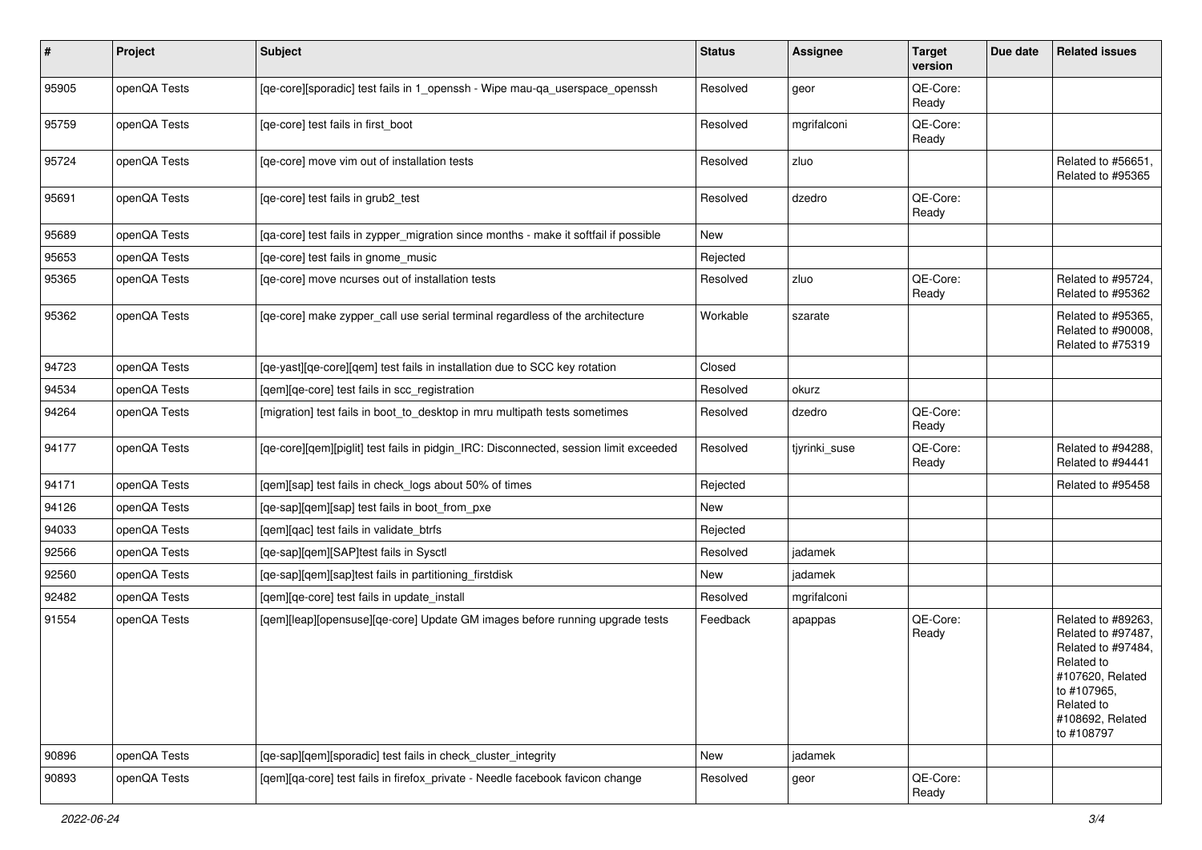| # | Project | Subject | Status | Assignee | Target version | Due date | Related issues |
|---|---|---|---|---|---|---|---|
| 95905 | openQA Tests | [qe-core][sporadic] test fails in 1_openssh - Wipe mau-qa_userspace_openssh | Resolved | geor | QE-Core: Ready | | |
| 95759 | openQA Tests | [qe-core] test fails in first_boot | Resolved | mgrifalconi | QE-Core: Ready | | |
| 95724 | openQA Tests | [qe-core] move vim out of installation tests | Resolved | zluo | | | Related to #56651, Related to #95365 |
| 95691 | openQA Tests | [qe-core] test fails in grub2_test | Resolved | dzedro | QE-Core: Ready | | |
| 95689 | openQA Tests | [qa-core] test fails in zypper_migration since months - make it softfail if possible | New | | | | |
| 95653 | openQA Tests | [qe-core] test fails in gnome_music | Rejected | | | | |
| 95365 | openQA Tests | [qe-core] move ncurses out of installation tests | Resolved | zluo | QE-Core: Ready | | Related to #95724, Related to #95362 |
| 95362 | openQA Tests | [qe-core] make zypper_call use serial terminal regardless of the architecture | Workable | szarate | | | Related to #95365, Related to #90008, Related to #75319 |
| 94723 | openQA Tests | [qe-yast][qe-core][qem] test fails in installation due to SCC key rotation | Closed | | | | |
| 94534 | openQA Tests | [qem][qe-core] test fails in scc_registration | Resolved | okurz | | | |
| 94264 | openQA Tests | [migration] test fails in boot_to_desktop in mru multipath tests sometimes | Resolved | dzedro | QE-Core: Ready | | |
| 94177 | openQA Tests | [qe-core][qem][piglit] test fails in pidgin_IRC: Disconnected, session limit exceeded | Resolved | tjyrinki_suse | QE-Core: Ready | | Related to #94288, Related to #94441 |
| 94171 | openQA Tests | [qem][sap] test fails in check_logs about 50% of times | Rejected | | | | Related to #95458 |
| 94126 | openQA Tests | [qe-sap][qem][sap] test fails in boot_from_pxe | New | | | | |
| 94033 | openQA Tests | [qem][qac] test fails in validate_btrfs | Rejected | | | | |
| 92566 | openQA Tests | [qe-sap][qem][SAP]test fails in Sysctl | Resolved | jadamek | | | |
| 92560 | openQA Tests | [qe-sap][qem][sap]test fails in partitioning_firstdisk | New | jadamek | | | |
| 92482 | openQA Tests | [qem][qe-core] test fails in update_install | Resolved | mgrifalconi | | | |
| 91554 | openQA Tests | [qem][leap][opensuse][qe-core] Update GM images before running upgrade tests | Feedback | apappas | QE-Core: Ready | | Related to #89263, Related to #97487, Related to #97484, Related to #107620, Related to #107965, Related to #108692, Related to #108797 |
| 90896 | openQA Tests | [qe-sap][qem][sporadic] test fails in check_cluster_integrity | New | jadamek | | | |
| 90893 | openQA Tests | [qem][qa-core] test fails in firefox_private - Needle facebook favicon change | Resolved | geor | QE-Core: Ready | | |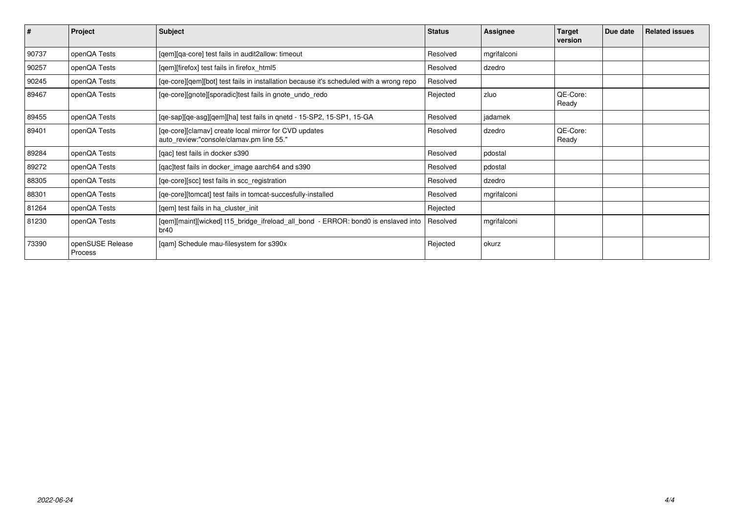| # | Project | Subject | Status | Assignee | Target version | Due date | Related issues |
|---|---|---|---|---|---|---|---|
| 90737 | openQA Tests | [qem][qa-core] test fails in audit2allow: timeout | Resolved | mgrifalconi | | | |
| 90257 | openQA Tests | [qem][firefox] test fails in firefox_html5 | Resolved | dzedro | | | |
| 90245 | openQA Tests | [qe-core][qem][bot] test fails in installation because it's scheduled with a wrong repo | Resolved | | | | |
| 89467 | openQA Tests | [qe-core][gnote][sporadic]test fails in gnote_undo_redo | Rejected | zluo | QE-Core: Ready | | |
| 89455 | openQA Tests | [qe-sap][qe-asg][qem][ha] test fails in qnetd - 15-SP2, 15-SP1, 15-GA | Resolved | jadamek | | | |
| 89401 | openQA Tests | [qe-core][clamav] create local mirror for CVD updates auto_review:"console/clamav.pm line 55." | Resolved | dzedro | QE-Core: Ready | | |
| 89284 | openQA Tests | [qac] test fails in docker s390 | Resolved | pdostal | | | |
| 89272 | openQA Tests | [qac]test fails in docker_image aarch64 and s390 | Resolved | pdostal | | | |
| 88305 | openQA Tests | [qe-core][scc] test fails in scc_registration | Resolved | dzedro | | | |
| 88301 | openQA Tests | [qe-core][tomcat] test fails in tomcat-succesfully-installed | Resolved | mgrifalconi | | | |
| 81264 | openQA Tests | [qem] test fails in ha_cluster_init | Rejected | | | | |
| 81230 | openQA Tests | [qem][maint][wicked] t15_bridge_ifreload_all_bond - ERROR: bond0 is enslaved into br40 | Resolved | mgrifalconi | | | |
| 73390 | openSUSE Release Process | [qam] Schedule mau-filesystem for s390x | Rejected | okurz | | | |